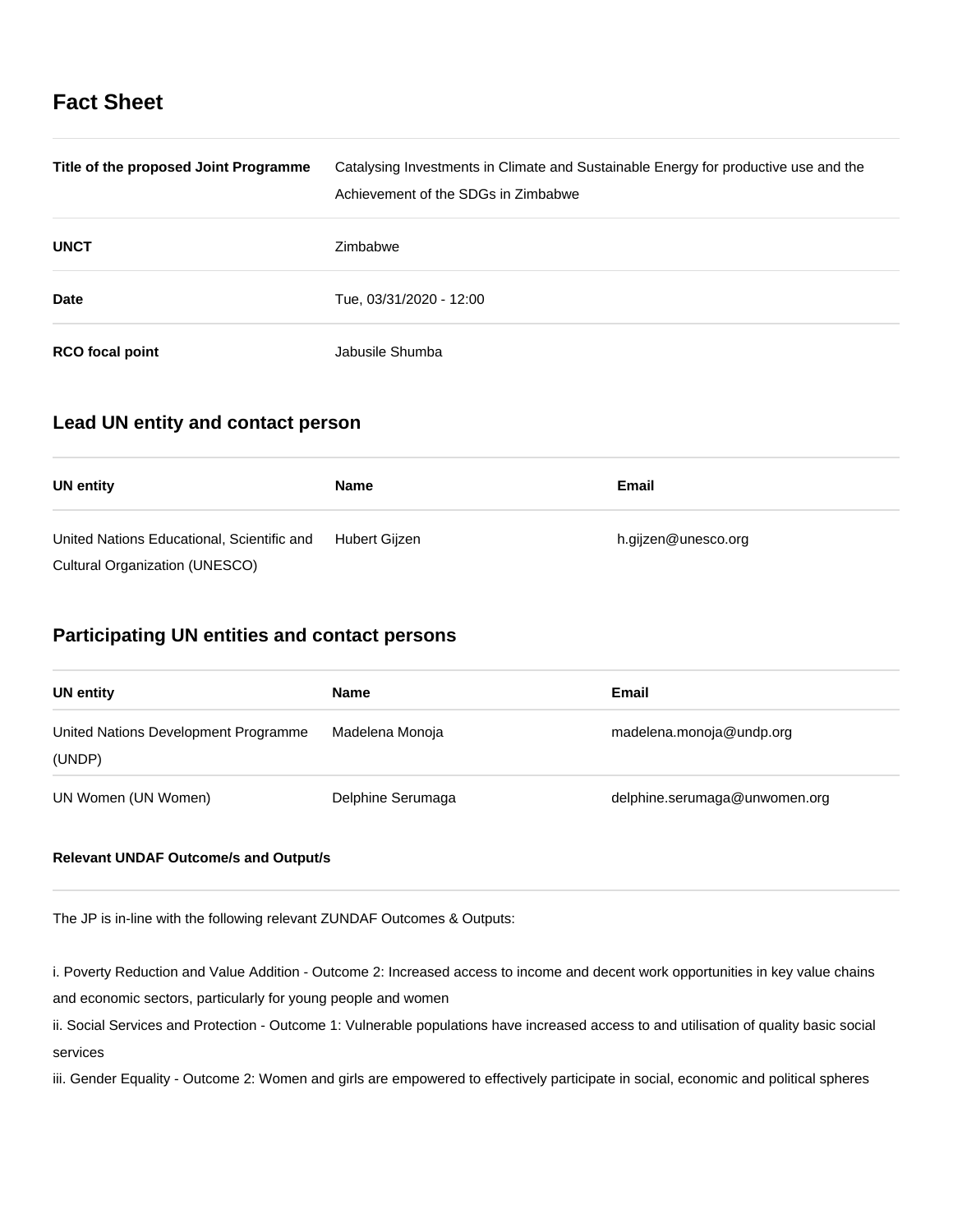# Fact Sheet

| | |
|---|---|
| **Title of the proposed Joint Programme** | Catalysing Investments in Climate and Sustainable Energy for productive use and the Achievement of the SDGs in Zimbabwe |
| **UNCT** | Zimbabwe |
| **Date** | Tue, 03/31/2020 - 12:00 |
| **RCO focal point** | Jabusile Shumba |

## Lead UN entity and contact person

| UN entity | Name | Email |
|---|---|---|
| United Nations Educational, Scientific and Cultural Organization (UNESCO) | Hubert Gijzen | h.gijzen@unesco.org |

## Participating UN entities and contact persons

| UN entity | Name | Email |
|---|---|---|
| United Nations Development Programme (UNDP) | Madelena Monoja | madelena.monoja@undp.org |
| UN Women (UN Women) | Delphine Serumaga | delphine.serumaga@unwomen.org |

**Relevant UNDAF Outcome/s and Output/s**

The JP is in-line with the following relevant ZUNDAF Outcomes & Outputs:

i. Poverty Reduction and Value Addition - Outcome 2: Increased access to income and decent work opportunities in key value chains and economic sectors, particularly for young people and women
ii. Social Services and Protection - Outcome 1: Vulnerable populations have increased access to and utilisation of quality basic social services
iii. Gender Equality - Outcome 2: Women and girls are empowered to effectively participate in social, economic and political spheres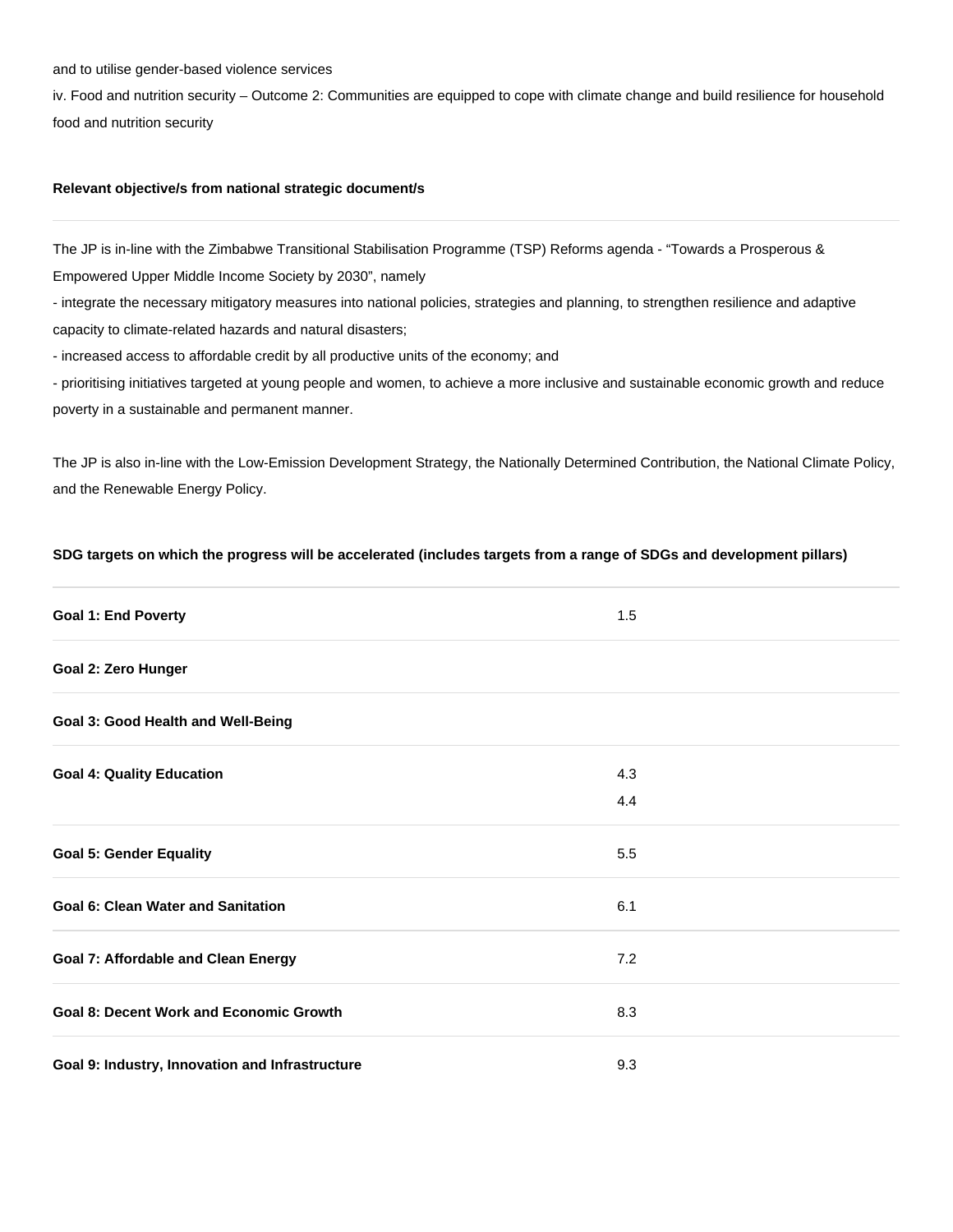and to utilise gender-based violence services

iv. Food and nutrition security – Outcome 2: Communities are equipped to cope with climate change and build resilience for household food and nutrition security

**Relevant objective/s from national strategic document/s**

The JP is in-line with the Zimbabwe Transitional Stabilisation Programme (TSP) Reforms agenda - "Towards a Prosperous & Empowered Upper Middle Income Society by 2030", namely

- integrate the necessary mitigatory measures into national policies, strategies and planning, to strengthen resilience and adaptive capacity to climate-related hazards and natural disasters;
- increased access to affordable credit by all productive units of the economy; and
- prioritising initiatives targeted at young people and women, to achieve a more inclusive and sustainable economic growth and reduce poverty in a sustainable and permanent manner.

The JP is also in-line with the Low-Emission Development Strategy, the Nationally Determined Contribution, the National Climate Policy, and the Renewable Energy Policy.

**SDG targets on which the progress will be accelerated (includes targets from a range of SDGs and development pillars)**

| | |
|---|---|
| **Goal 1: End Poverty** | 1.5 |
| **Goal 2: Zero Hunger** | |
| **Goal 3: Good Health and Well-Being** | |
| **Goal 4: Quality Education** | 4.3<br>4.4 |
| **Goal 5: Gender Equality** | 5.5 |
| **Goal 6: Clean Water and Sanitation** | 6.1 |
| **Goal 7: Affordable and Clean Energy** | 7.2 |
| **Goal 8: Decent Work and Economic Growth** | 8.3 |
| **Goal 9: Industry, Innovation and Infrastructure** | 9.3 |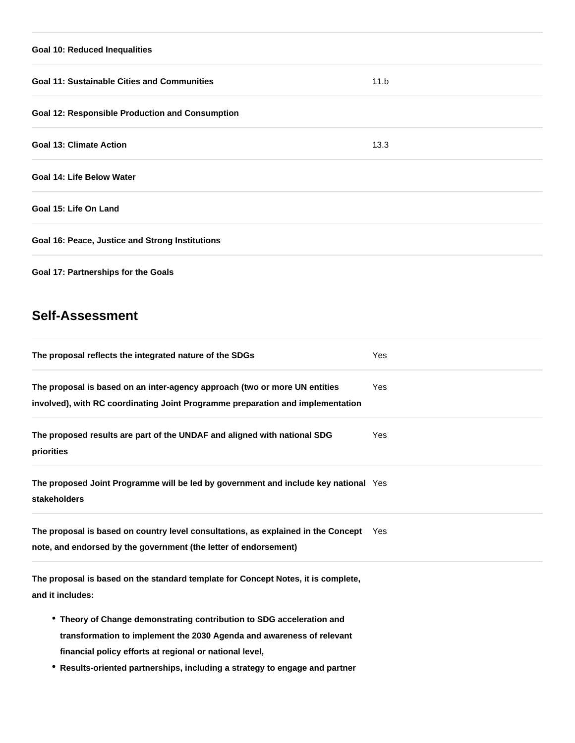| | |
|---|---|
| **Goal 10: Reduced Inequalities** | |
| **Goal 11: Sustainable Cities and Communities** | 11.b |
| **Goal 12: Responsible Production and Consumption** | |
| **Goal 13: Climate Action** | 13.3 |
| **Goal 14: Life Below Water** | |
| **Goal 15: Life On Land** | |
| **Goal 16: Peace, Justice and Strong Institutions** | |
| **Goal 17: Partnerships for the Goals** | |

## Self-Assessment

| | |
|---|---|
| **The proposal reflects the integrated nature of the SDGs** | Yes |
| **The proposal is based on an inter-agency approach (two or more UN entities involved), with RC coordinating Joint Programme preparation and implementation** | Yes |
| **The proposed results are part of the UNDAF and aligned with national SDG priorities** | Yes |
| **The proposed Joint Programme will be led by government and include key national stakeholders** | Yes |
| **The proposal is based on country level consultations, as explained in the Concept note, and endorsed by the government (the letter of endorsement)** | Yes |

**The proposal is based on the standard template for Concept Notes, it is complete, and it includes:**

- **Theory of Change demonstrating contribution to SDG acceleration and transformation to implement the 2030 Agenda and awareness of relevant financial policy efforts at regional or national level,**
- **Results-oriented partnerships, including a strategy to engage and partner**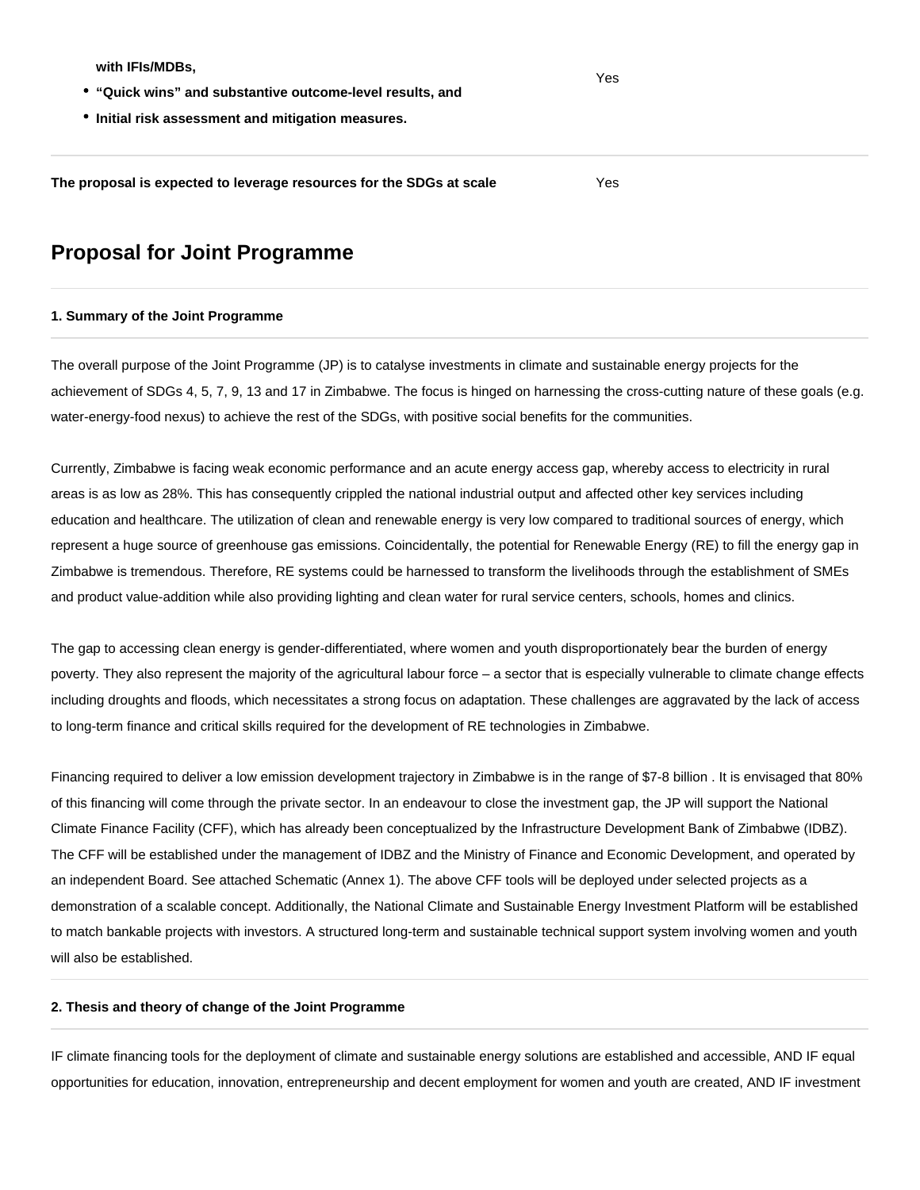| | |
|---|---|
| **with IFIs/MDBs,**<br>• **"Quick wins" and substantive outcome-level results, and**<br>• **Initial risk assessment and mitigation measures.** | Yes |
| **The proposal is expected to leverage resources for the SDGs at scale** | Yes |

## Proposal for Joint Programme

#### 1. Summary of the Joint Programme

The overall purpose of the Joint Programme (JP) is to catalyse investments in climate and sustainable energy projects for the achievement of SDGs 4, 5, 7, 9, 13 and 17 in Zimbabwe. The focus is hinged on harnessing the cross-cutting nature of these goals (e.g. water-energy-food nexus) to achieve the rest of the SDGs, with positive social benefits for the communities.

Currently, Zimbabwe is facing weak economic performance and an acute energy access gap, whereby access to electricity in rural areas is as low as 28%. This has consequently crippled the national industrial output and affected other key services including education and healthcare. The utilization of clean and renewable energy is very low compared to traditional sources of energy, which represent a huge source of greenhouse gas emissions. Coincidentally, the potential for Renewable Energy (RE) to fill the energy gap in Zimbabwe is tremendous. Therefore, RE systems could be harnessed to transform the livelihoods through the establishment of SMEs and product value-addition while also providing lighting and clean water for rural service centers, schools, homes and clinics.

The gap to accessing clean energy is gender-differentiated, where women and youth disproportionately bear the burden of energy poverty. They also represent the majority of the agricultural labour force – a sector that is especially vulnerable to climate change effects including droughts and floods, which necessitates a strong focus on adaptation. These challenges are aggravated by the lack of access to long-term finance and critical skills required for the development of RE technologies in Zimbabwe.

Financing required to deliver a low emission development trajectory in Zimbabwe is in the range of $7-8 billion . It is envisaged that 80% of this financing will come through the private sector. In an endeavour to close the investment gap, the JP will support the National Climate Finance Facility (CFF), which has already been conceptualized by the Infrastructure Development Bank of Zimbabwe (IDBZ). The CFF will be established under the management of IDBZ and the Ministry of Finance and Economic Development, and operated by an independent Board. See attached Schematic (Annex 1). The above CFF tools will be deployed under selected projects as a demonstration of a scalable concept. Additionally, the National Climate and Sustainable Energy Investment Platform will be established to match bankable projects with investors. A structured long-term and sustainable technical support system involving women and youth will also be established.

#### 2. Thesis and theory of change of the Joint Programme

IF climate financing tools for the deployment of climate and sustainable energy solutions are established and accessible, AND IF equal opportunities for education, innovation, entrepreneurship and decent employment for women and youth are created, AND IF investment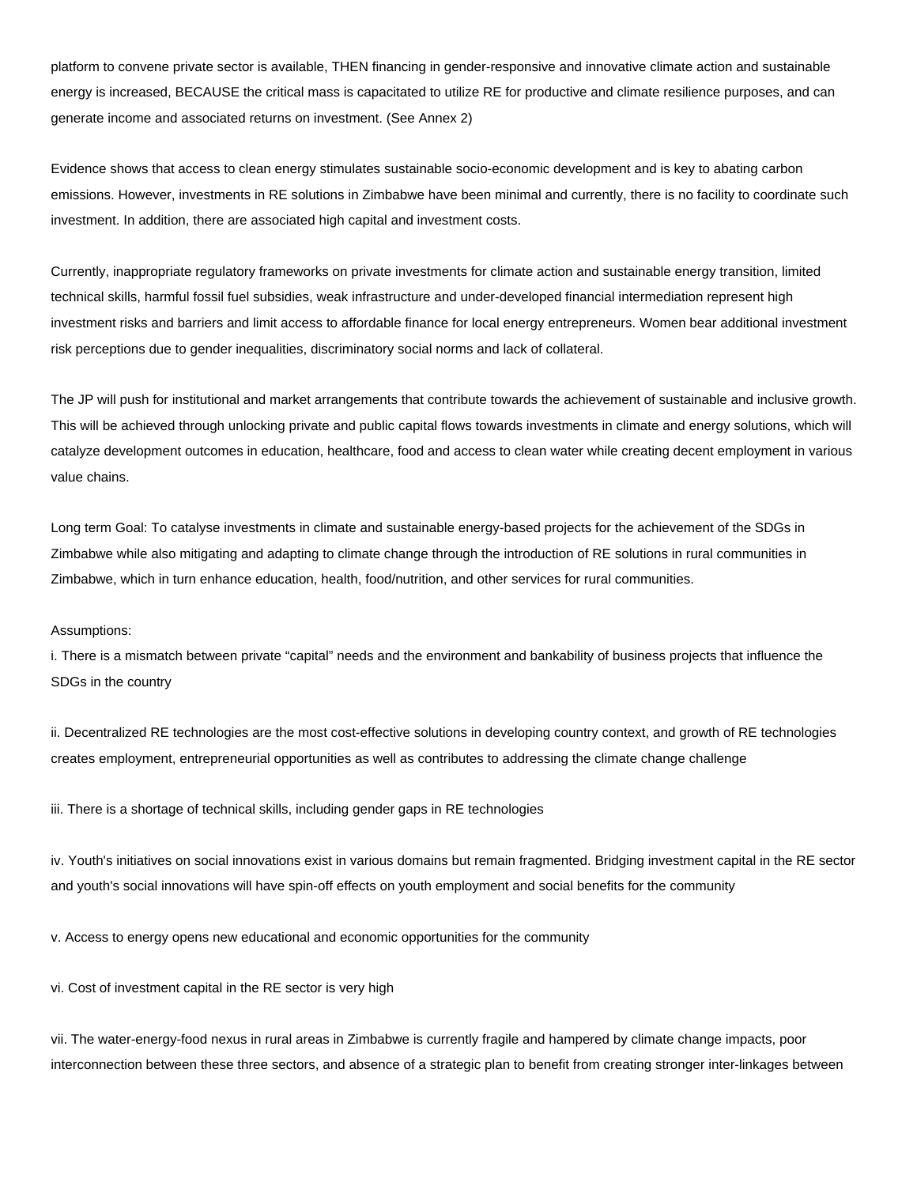platform to convene private sector is available, THEN financing in gender-responsive and innovative climate action and sustainable energy is increased, BECAUSE the critical mass is capacitated to utilize RE for productive and climate resilience purposes, and can generate income and associated returns on investment. (See Annex 2)

Evidence shows that access to clean energy stimulates sustainable socio-economic development and is key to abating carbon emissions. However, investments in RE solutions in Zimbabwe have been minimal and currently, there is no facility to coordinate such investment. In addition, there are associated high capital and investment costs.

Currently, inappropriate regulatory frameworks on private investments for climate action and sustainable energy transition, limited technical skills, harmful fossil fuel subsidies, weak infrastructure and under-developed financial intermediation represent high investment risks and barriers and limit access to affordable finance for local energy entrepreneurs. Women bear additional investment risk perceptions due to gender inequalities, discriminatory social norms and lack of collateral.

The JP will push for institutional and market arrangements that contribute towards the achievement of sustainable and inclusive growth. This will be achieved through unlocking private and public capital flows towards investments in climate and energy solutions, which will catalyze development outcomes in education, healthcare, food and access to clean water while creating decent employment in various value chains.

Long term Goal: To catalyse investments in climate and sustainable energy-based projects for the achievement of the SDGs in Zimbabwe while also mitigating and adapting to climate change through the introduction of RE solutions in rural communities in Zimbabwe, which in turn enhance education, health, food/nutrition, and other services for rural communities.

Assumptions:

i. There is a mismatch between private "capital" needs and the environment and bankability of business projects that influence the SDGs in the country

ii. Decentralized RE technologies are the most cost-effective solutions in developing country context, and growth of RE technologies creates employment, entrepreneurial opportunities as well as contributes to addressing the climate change challenge

iii. There is a shortage of technical skills, including gender gaps in RE technologies

iv. Youth's initiatives on social innovations exist in various domains but remain fragmented. Bridging investment capital in the RE sector and youth's social innovations will have spin-off effects on youth employment and social benefits for the community

v. Access to energy opens new educational and economic opportunities for the community

vi. Cost of investment capital in the RE sector is very high

vii. The water-energy-food nexus in rural areas in Zimbabwe is currently fragile and hampered by climate change impacts, poor interconnection between these three sectors, and absence of a strategic plan to benefit from creating stronger inter-linkages between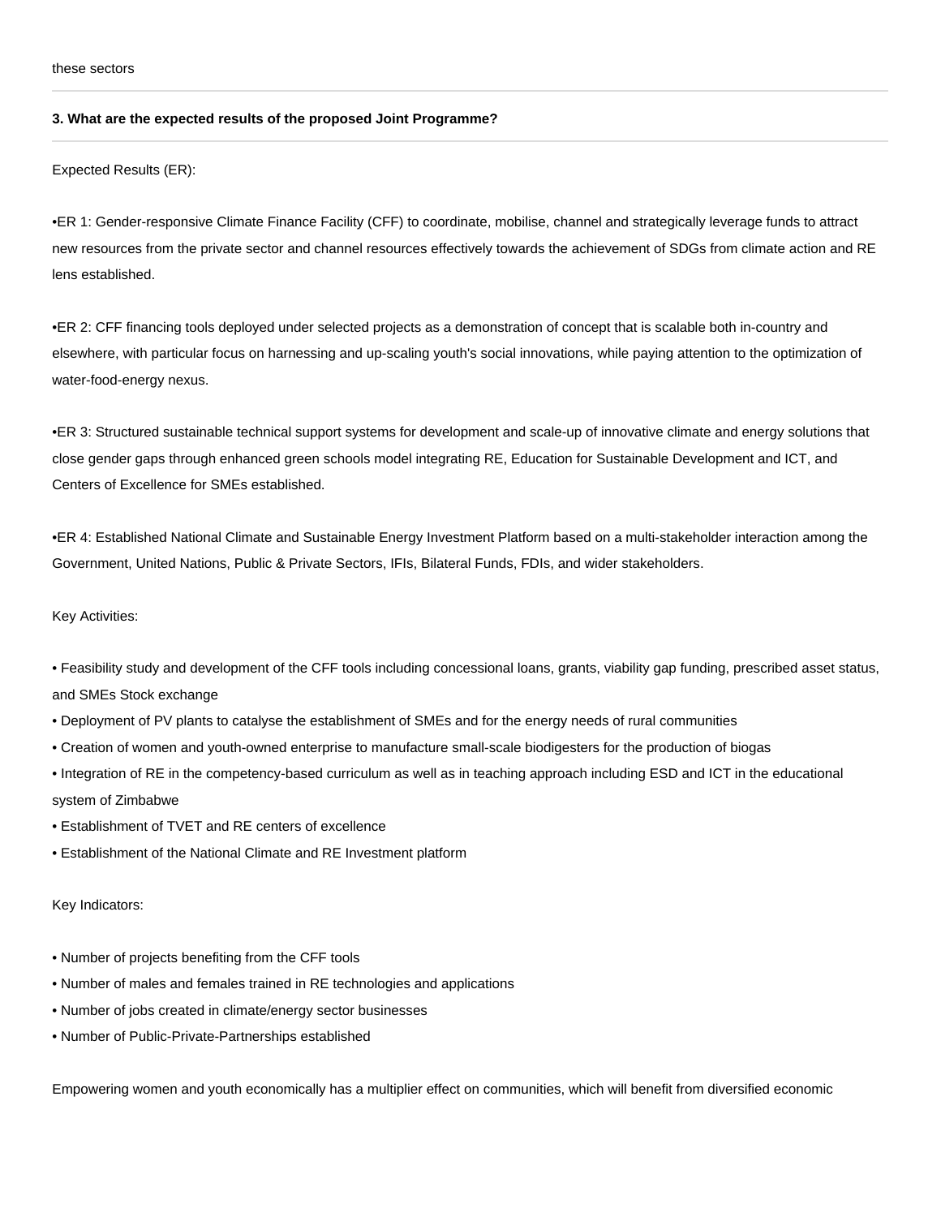these sectors

---

**3. What are the expected results of the proposed Joint Programme?**

---

Expected Results (ER):

•ER 1: Gender-responsive Climate Finance Facility (CFF) to coordinate, mobilise, channel and strategically leverage funds to attract new resources from the private sector and channel resources effectively towards the achievement of SDGs from climate action and RE lens established.

•ER 2: CFF financing tools deployed under selected projects as a demonstration of concept that is scalable both in-country and elsewhere, with particular focus on harnessing and up-scaling youth's social innovations, while paying attention to the optimization of water-food-energy nexus.

•ER 3: Structured sustainable technical support systems for development and scale-up of innovative climate and energy solutions that close gender gaps through enhanced green schools model integrating RE, Education for Sustainable Development and ICT, and Centers of Excellence for SMEs established.

•ER 4: Established National Climate and Sustainable Energy Investment Platform based on a multi-stakeholder interaction among the Government, United Nations, Public & Private Sectors, IFIs, Bilateral Funds, FDIs, and wider stakeholders.

Key Activities:

- Feasibility study and development of the CFF tools including concessional loans, grants, viability gap funding, prescribed asset status, and SMEs Stock exchange
- Deployment of PV plants to catalyse the establishment of SMEs and for the energy needs of rural communities
- Creation of women and youth-owned enterprise to manufacture small-scale biodigesters for the production of biogas
- Integration of RE in the competency-based curriculum as well as in teaching approach including ESD and ICT in the educational system of Zimbabwe
- Establishment of TVET and RE centers of excellence
- Establishment of the National Climate and RE Investment platform

Key Indicators:

- Number of projects benefiting from the CFF tools
- Number of males and females trained in RE technologies and applications
- Number of jobs created in climate/energy sector businesses
- Number of Public-Private-Partnerships established

Empowering women and youth economically has a multiplier effect on communities, which will benefit from diversified economic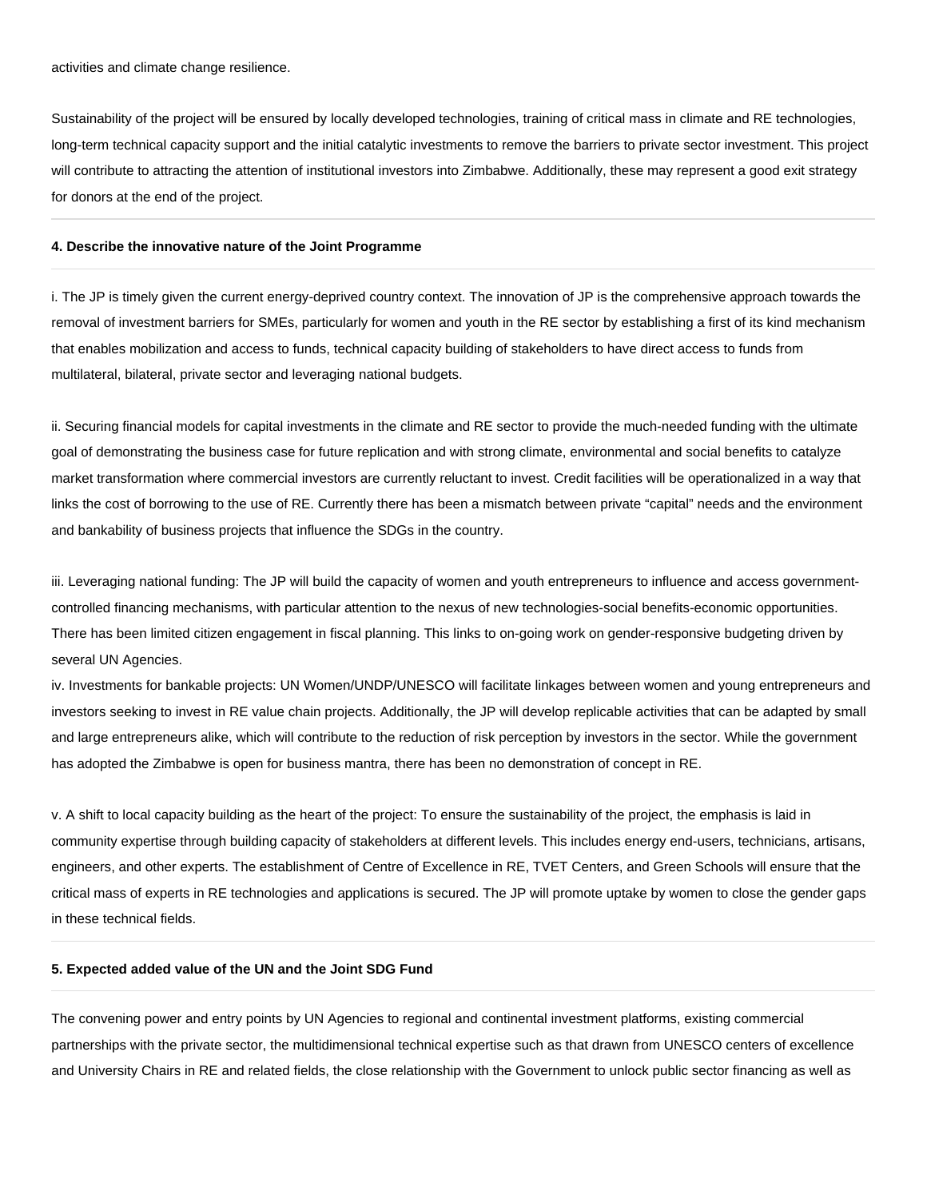activities and climate change resilience.

Sustainability of the project will be ensured by locally developed technologies, training of critical mass in climate and RE technologies, long-term technical capacity support and the initial catalytic investments to remove the barriers to private sector investment. This project will contribute to attracting the attention of institutional investors into Zimbabwe. Additionally, these may represent a good exit strategy for donors at the end of the project.

**4. Describe the innovative nature of the Joint Programme**

i. The JP is timely given the current energy-deprived country context. The innovation of JP is the comprehensive approach towards the removal of investment barriers for SMEs, particularly for women and youth in the RE sector by establishing a first of its kind mechanism that enables mobilization and access to funds, technical capacity building of stakeholders to have direct access to funds from multilateral, bilateral, private sector and leveraging national budgets.

ii. Securing financial models for capital investments in the climate and RE sector to provide the much-needed funding with the ultimate goal of demonstrating the business case for future replication and with strong climate, environmental and social benefits to catalyze market transformation where commercial investors are currently reluctant to invest. Credit facilities will be operationalized in a way that links the cost of borrowing to the use of RE. Currently there has been a mismatch between private “capital” needs and the environment and bankability of business projects that influence the SDGs in the country.

iii. Leveraging national funding: The JP will build the capacity of women and youth entrepreneurs to influence and access government-controlled financing mechanisms, with particular attention to the nexus of new technologies-social benefits-economic opportunities. There has been limited citizen engagement in fiscal planning. This links to on-going work on gender-responsive budgeting driven by several UN Agencies.

iv. Investments for bankable projects: UN Women/UNDP/UNESCO will facilitate linkages between women and young entrepreneurs and investors seeking to invest in RE value chain projects. Additionally, the JP will develop replicable activities that can be adapted by small and large entrepreneurs alike, which will contribute to the reduction of risk perception by investors in the sector. While the government has adopted the Zimbabwe is open for business mantra, there has been no demonstration of concept in RE.

v. A shift to local capacity building as the heart of the project: To ensure the sustainability of the project, the emphasis is laid in community expertise through building capacity of stakeholders at different levels. This includes energy end-users, technicians, artisans, engineers, and other experts. The establishment of Centre of Excellence in RE, TVET Centers, and Green Schools will ensure that the critical mass of experts in RE technologies and applications is secured. The JP will promote uptake by women to close the gender gaps in these technical fields.

**5. Expected added value of the UN and the Joint SDG Fund**

The convening power and entry points by UN Agencies to regional and continental investment platforms, existing commercial partnerships with the private sector, the multidimensional technical expertise such as that drawn from UNESCO centers of excellence and University Chairs in RE and related fields, the close relationship with the Government to unlock public sector financing as well as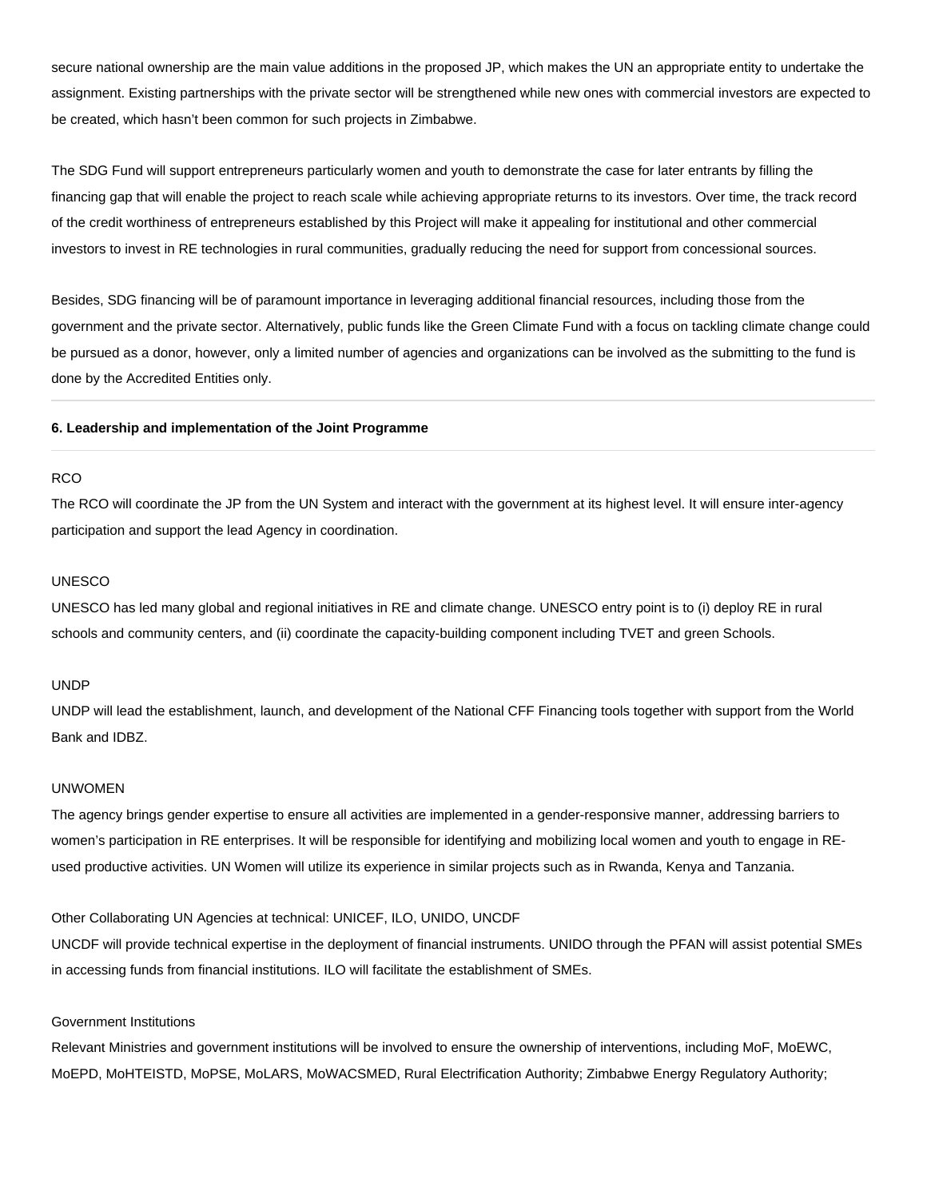secure national ownership are the main value additions in the proposed JP, which makes the UN an appropriate entity to undertake the assignment. Existing partnerships with the private sector will be strengthened while new ones with commercial investors are expected to be created, which hasn't been common for such projects in Zimbabwe.

The SDG Fund will support entrepreneurs particularly women and youth to demonstrate the case for later entrants by filling the financing gap that will enable the project to reach scale while achieving appropriate returns to its investors. Over time, the track record of the credit worthiness of entrepreneurs established by this Project will make it appealing for institutional and other commercial investors to invest in RE technologies in rural communities, gradually reducing the need for support from concessional sources.

Besides, SDG financing will be of paramount importance in leveraging additional financial resources, including those from the government and the private sector. Alternatively, public funds like the Green Climate Fund with a focus on tackling climate change could be pursued as a donor, however, only a limited number of agencies and organizations can be involved as the submitting to the fund is done by the Accredited Entities only.

---

**6. Leadership and implementation of the Joint Programme**

---

RCO
The RCO will coordinate the JP from the UN System and interact with the government at its highest level. It will ensure inter-agency participation and support the lead Agency in coordination.

UNESCO
UNESCO has led many global and regional initiatives in RE and climate change. UNESCO entry point is to (i) deploy RE in rural schools and community centers, and (ii) coordinate the capacity-building component including TVET and green Schools.

UNDP
UNDP will lead the establishment, launch, and development of the National CFF Financing tools together with support from the World Bank and IDBZ.

UNWOMEN
The agency brings gender expertise to ensure all activities are implemented in a gender-responsive manner, addressing barriers to women's participation in RE enterprises. It will be responsible for identifying and mobilizing local women and youth to engage in RE-used productive activities. UN Women will utilize its experience in similar projects such as in Rwanda, Kenya and Tanzania.

Other Collaborating UN Agencies at technical: UNICEF, ILO, UNIDO, UNCDF
UNCDF will provide technical expertise in the deployment of financial instruments. UNIDO through the PFAN will assist potential SMEs in accessing funds from financial institutions. ILO will facilitate the establishment of SMEs.

Government Institutions
Relevant Ministries and government institutions will be involved to ensure the ownership of interventions, including MoF, MoEWC, MoEPD, MoHTEISTD, MoPSE, MoLARS, MoWACSMED, Rural Electrification Authority; Zimbabwe Energy Regulatory Authority;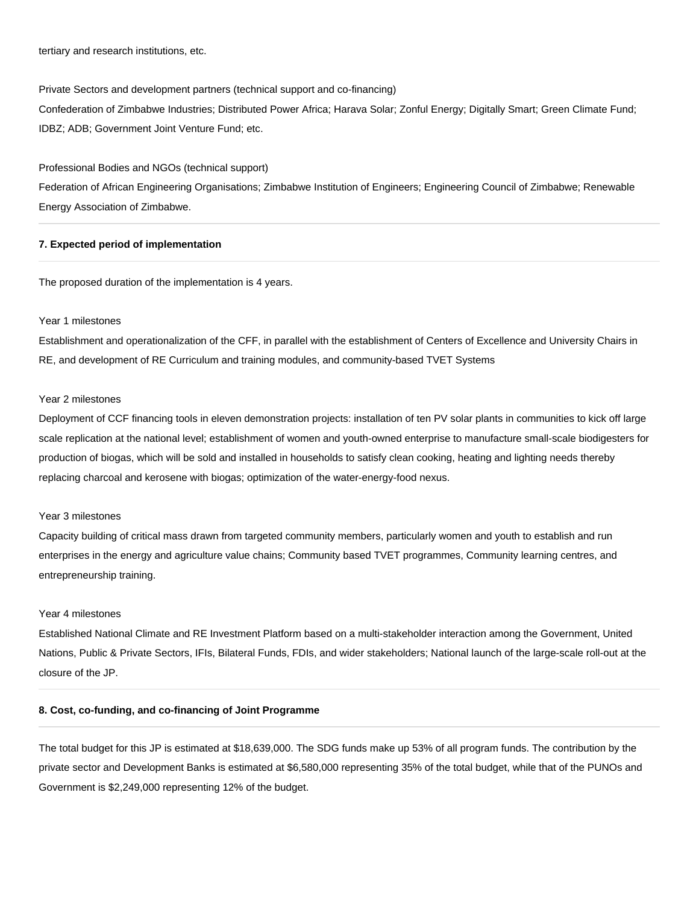tertiary and research institutions, etc.

Private Sectors and development partners (technical support and co-financing)
Confederation of Zimbabwe Industries; Distributed Power Africa; Harava Solar; Zonful Energy; Digitally Smart; Green Climate Fund; IDBZ; ADB; Government Joint Venture Fund; etc.

Professional Bodies and NGOs (technical support)
Federation of African Engineering Organisations; Zimbabwe Institution of Engineers; Engineering Council of Zimbabwe; Renewable Energy Association of Zimbabwe.

**7. Expected period of implementation**

The proposed duration of the implementation is 4 years.

Year 1 milestones
Establishment and operationalization of the CFF, in parallel with the establishment of Centers of Excellence and University Chairs in RE, and development of RE Curriculum and training modules, and community-based TVET Systems

Year 2 milestones
Deployment of CCF financing tools in eleven demonstration projects: installation of ten PV solar plants in communities to kick off large scale replication at the national level; establishment of women and youth-owned enterprise to manufacture small-scale biodigesters for production of biogas, which will be sold and installed in households to satisfy clean cooking, heating and lighting needs thereby replacing charcoal and kerosene with biogas; optimization of the water-energy-food nexus.

Year 3 milestones
Capacity building of critical mass drawn from targeted community members, particularly women and youth to establish and run enterprises in the energy and agriculture value chains; Community based TVET programmes, Community learning centres, and entrepreneurship training.

Year 4 milestones
Established National Climate and RE Investment Platform based on a multi-stakeholder interaction among the Government, United Nations, Public & Private Sectors, IFIs, Bilateral Funds, FDIs, and wider stakeholders; National launch of the large-scale roll-out at the closure of the JP.

**8. Cost, co-funding, and co-financing of Joint Programme**

The total budget for this JP is estimated at $18,639,000. The SDG funds make up 53% of all program funds. The contribution by the private sector and Development Banks is estimated at $6,580,000 representing 35% of the total budget, while that of the PUNOs and Government is $2,249,000 representing 12% of the budget.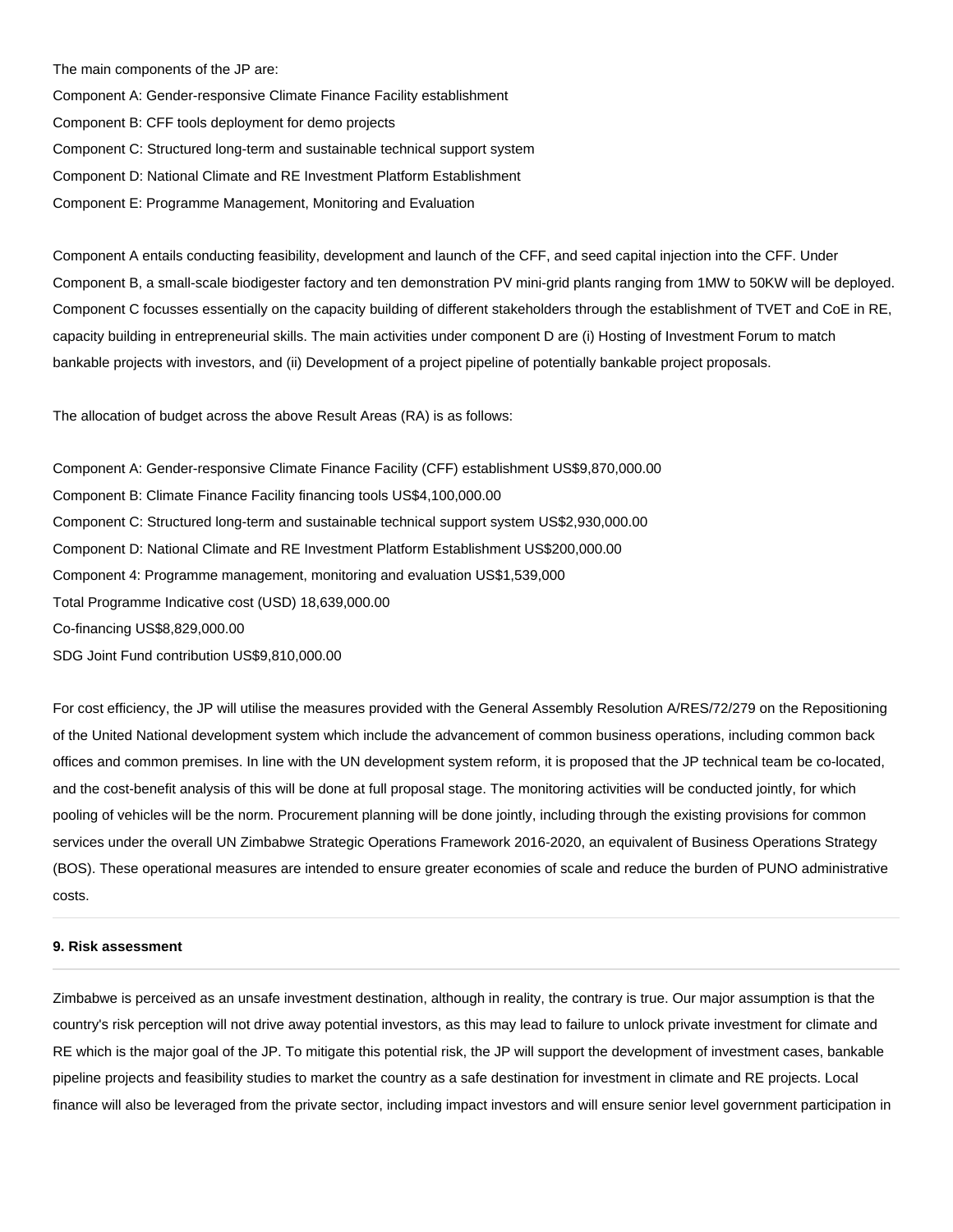The main components of the JP are:

Component A: Gender-responsive Climate Finance Facility establishment

Component B: CFF tools deployment for demo projects

Component C: Structured long-term and sustainable technical support system

Component D: National Climate and RE Investment Platform Establishment

Component E: Programme Management, Monitoring and Evaluation

Component A entails conducting feasibility, development and launch of the CFF, and seed capital injection into the CFF. Under Component B, a small-scale biodigester factory and ten demonstration PV mini-grid plants ranging from 1MW to 50KW will be deployed. Component C focusses essentially on the capacity building of different stakeholders through the establishment of TVET and CoE in RE, capacity building in entrepreneurial skills. The main activities under component D are (i) Hosting of Investment Forum to match bankable projects with investors, and (ii) Development of a project pipeline of potentially bankable project proposals.

The allocation of budget across the above Result Areas (RA) is as follows:

Component A: Gender-responsive Climate Finance Facility (CFF) establishment US$9,870,000.00

Component B: Climate Finance Facility financing tools US$4,100,000.00

Component C: Structured long-term and sustainable technical support system US$2,930,000.00

Component D: National Climate and RE Investment Platform Establishment US$200,000.00

Component 4: Programme management, monitoring and evaluation US$1,539,000

Total Programme Indicative cost (USD) 18,639,000.00

Co-financing US$8,829,000.00

SDG Joint Fund contribution US$9,810,000.00

For cost efficiency, the JP will utilise the measures provided with the General Assembly Resolution A/RES/72/279 on the Repositioning of the United National development system which include the advancement of common business operations, including common back offices and common premises. In line with the UN development system reform, it is proposed that the JP technical team be co-located, and the cost-benefit analysis of this will be done at full proposal stage. The monitoring activities will be conducted jointly, for which pooling of vehicles will be the norm. Procurement planning will be done jointly, including through the existing provisions for common services under the overall UN Zimbabwe Strategic Operations Framework 2016-2020, an equivalent of Business Operations Strategy (BOS). These operational measures are intended to ensure greater economies of scale and reduce the burden of PUNO administrative costs.

#### 9. Risk assessment

Zimbabwe is perceived as an unsafe investment destination, although in reality, the contrary is true. Our major assumption is that the country's risk perception will not drive away potential investors, as this may lead to failure to unlock private investment for climate and RE which is the major goal of the JP. To mitigate this potential risk, the JP will support the development of investment cases, bankable pipeline projects and feasibility studies to market the country as a safe destination for investment in climate and RE projects. Local finance will also be leveraged from the private sector, including impact investors and will ensure senior level government participation in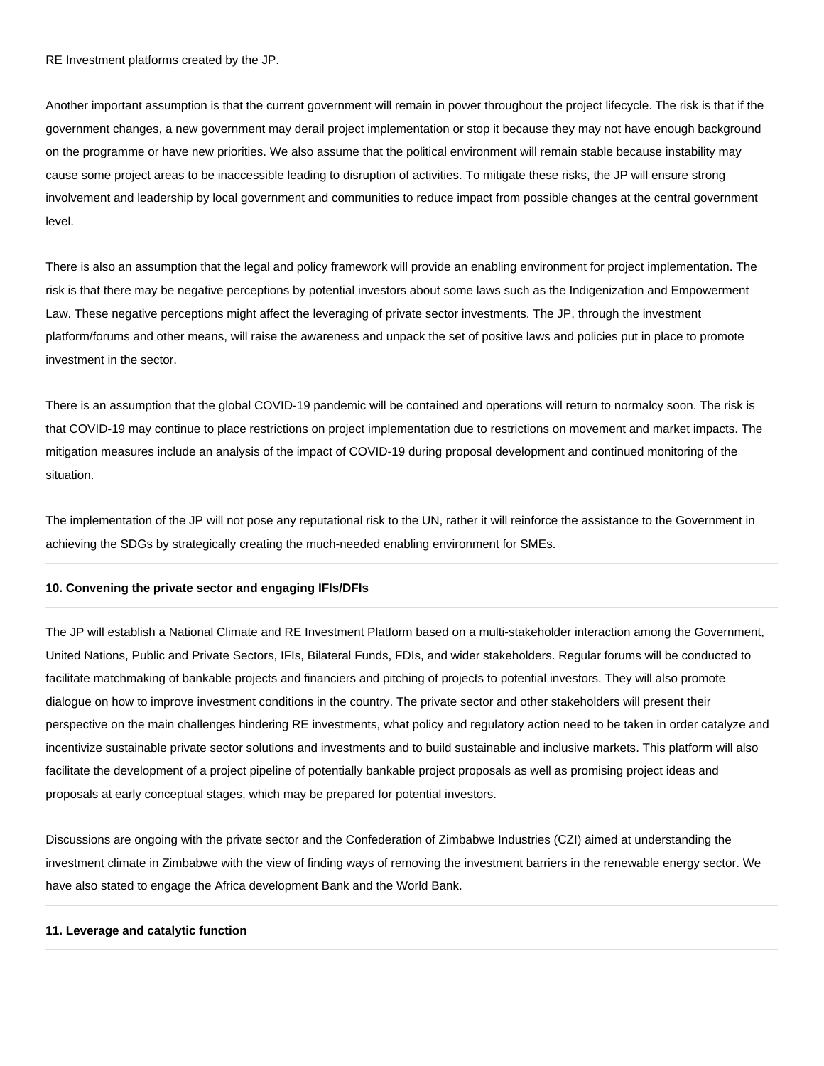RE Investment platforms created by the JP.

Another important assumption is that the current government will remain in power throughout the project lifecycle. The risk is that if the government changes, a new government may derail project implementation or stop it because they may not have enough background on the programme or have new priorities. We also assume that the political environment will remain stable because instability may cause some project areas to be inaccessible leading to disruption of activities. To mitigate these risks, the JP will ensure strong involvement and leadership by local government and communities to reduce impact from possible changes at the central government level.

There is also an assumption that the legal and policy framework will provide an enabling environment for project implementation. The risk is that there may be negative perceptions by potential investors about some laws such as the Indigenization and Empowerment Law. These negative perceptions might affect the leveraging of private sector investments. The JP, through the investment platform/forums and other means, will raise the awareness and unpack the set of positive laws and policies put in place to promote investment in the sector.

There is an assumption that the global COVID-19 pandemic will be contained and operations will return to normalcy soon. The risk is that COVID-19 may continue to place restrictions on project implementation due to restrictions on movement and market impacts. The mitigation measures include an analysis of the impact of COVID-19 during proposal development and continued monitoring of the situation.

The implementation of the JP will not pose any reputational risk to the UN, rather it will reinforce the assistance to the Government in achieving the SDGs by strategically creating the much-needed enabling environment for SMEs.

---

**10. Convening the private sector and engaging IFIs/DFIs**

---

The JP will establish a National Climate and RE Investment Platform based on a multi-stakeholder interaction among the Government, United Nations, Public and Private Sectors, IFIs, Bilateral Funds, FDIs, and wider stakeholders. Regular forums will be conducted to facilitate matchmaking of bankable projects and financiers and pitching of projects to potential investors. They will also promote dialogue on how to improve investment conditions in the country. The private sector and other stakeholders will present their perspective on the main challenges hindering RE investments, what policy and regulatory action need to be taken in order catalyze and incentivize sustainable private sector solutions and investments and to build sustainable and inclusive markets. This platform will also facilitate the development of a project pipeline of potentially bankable project proposals as well as promising project ideas and proposals at early conceptual stages, which may be prepared for potential investors.

Discussions are ongoing with the private sector and the Confederation of Zimbabwe Industries (CZI) aimed at understanding the investment climate in Zimbabwe with the view of finding ways of removing the investment barriers in the renewable energy sector. We have also stated to engage the Africa development Bank and the World Bank.

---

**11. Leverage and catalytic function**

---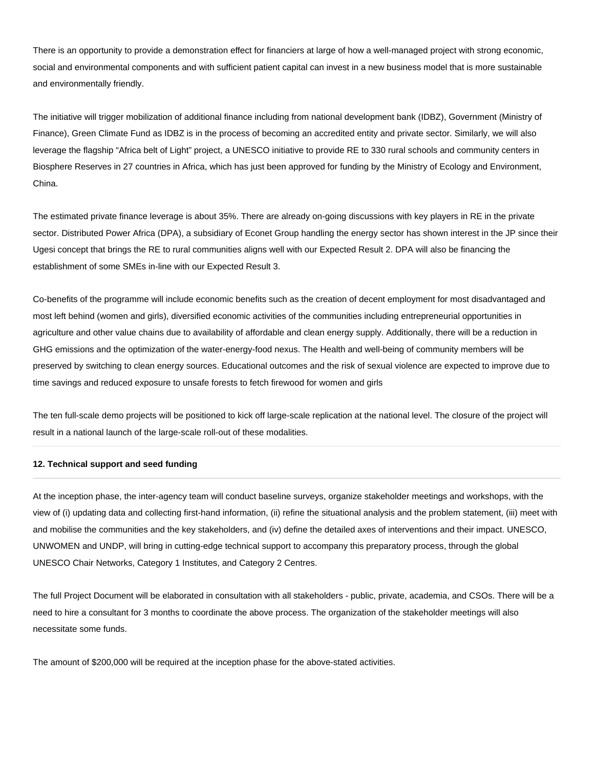There is an opportunity to provide a demonstration effect for financiers at large of how a well-managed project with strong economic, social and environmental components and with sufficient patient capital can invest in a new business model that is more sustainable and environmentally friendly.

The initiative will trigger mobilization of additional finance including from national development bank (IDBZ), Government (Ministry of Finance), Green Climate Fund as IDBZ is in the process of becoming an accredited entity and private sector. Similarly, we will also leverage the flagship "Africa belt of Light" project, a UNESCO initiative to provide RE to 330 rural schools and community centers in Biosphere Reserves in 27 countries in Africa, which has just been approved for funding by the Ministry of Ecology and Environment, China.

The estimated private finance leverage is about 35%. There are already on-going discussions with key players in RE in the private sector. Distributed Power Africa (DPA), a subsidiary of Econet Group handling the energy sector has shown interest in the JP since their Ugesi concept that brings the RE to rural communities aligns well with our Expected Result 2. DPA will also be financing the establishment of some SMEs in-line with our Expected Result 3.

Co-benefits of the programme will include economic benefits such as the creation of decent employment for most disadvantaged and most left behind (women and girls), diversified economic activities of the communities including entrepreneurial opportunities in agriculture and other value chains due to availability of affordable and clean energy supply. Additionally, there will be a reduction in GHG emissions and the optimization of the water-energy-food nexus. The Health and well-being of community members will be preserved by switching to clean energy sources. Educational outcomes and the risk of sexual violence are expected to improve due to time savings and reduced exposure to unsafe forests to fetch firewood for women and girls

The ten full-scale demo projects will be positioned to kick off large-scale replication at the national level. The closure of the project will result in a national launch of the large-scale roll-out of these modalities.

---

#### 12. Technical support and seed funding

---

At the inception phase, the inter-agency team will conduct baseline surveys, organize stakeholder meetings and workshops, with the view of (i) updating data and collecting first-hand information, (ii) refine the situational analysis and the problem statement, (iii) meet with and mobilise the communities and the key stakeholders, and (iv) define the detailed axes of interventions and their impact. UNESCO, UNWOMEN and UNDP, will bring in cutting-edge technical support to accompany this preparatory process, through the global UNESCO Chair Networks, Category 1 Institutes, and Category 2 Centres.

The full Project Document will be elaborated in consultation with all stakeholders - public, private, academia, and CSOs. There will be a need to hire a consultant for 3 months to coordinate the above process. The organization of the stakeholder meetings will also necessitate some funds.

The amount of $200,000 will be required at the inception phase for the above-stated activities.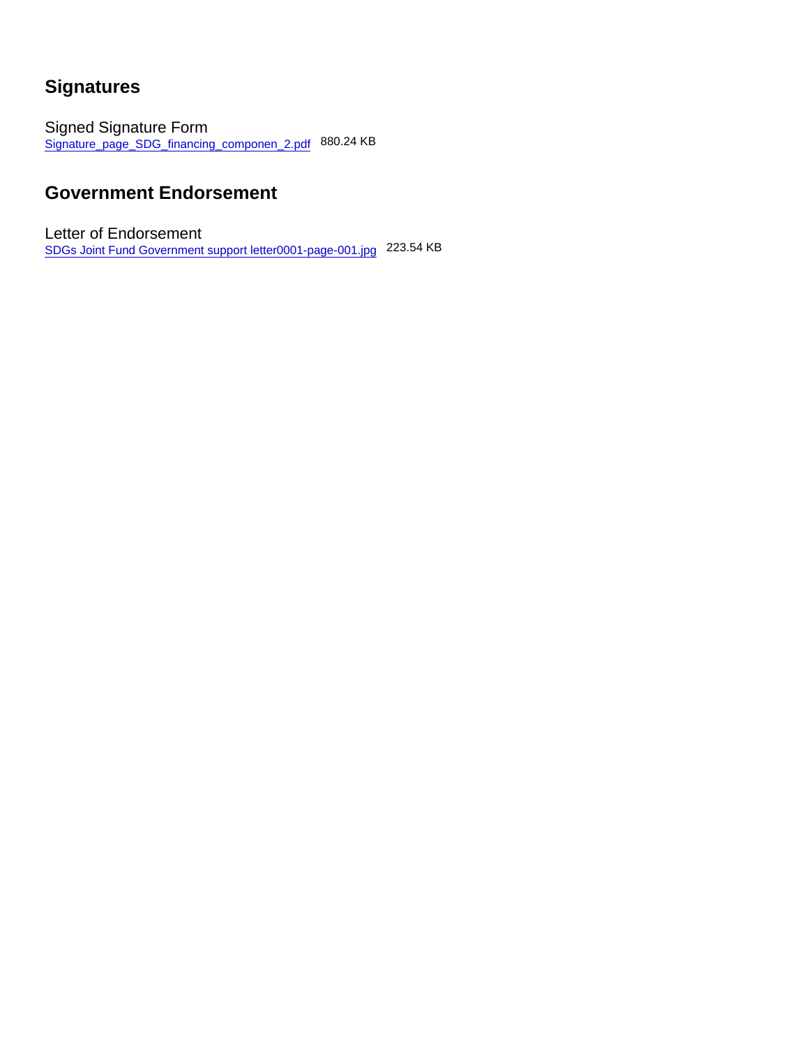## Signatures

Signed Signature Form

[Signature_page_SDG_financing_componen_2.pdf](Signature_page_SDG_financing_componen_2.pdf) 880.24 KB

## Government Endorsement

Letter of Endorsement

[SDGs Joint Fund Government support letter0001-page-001.jpg](SDGs Joint Fund Government support letter0001-page-001.jpg) 223.54 KB